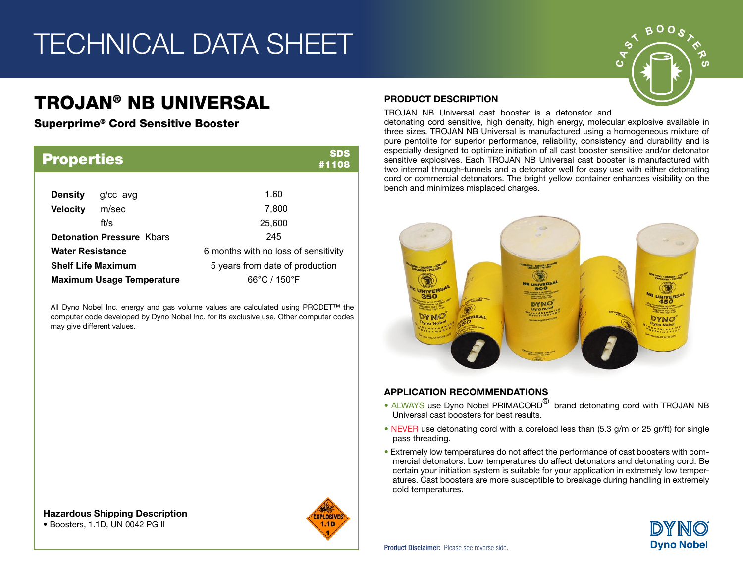# TECHNICAL DATA SHEET

# TROJAN® NB UNIVERSAL

**Superprime® Cord Sensitive Booster**

## Properties

SDS #1108

| Property | | Value |
|---|---|---|
| **Density** | g/cc avg | 1.60 |
| **Velocity** | m/sec | 7,800 |
| | ft/s | 25,600 |
| **Detonation Pressure** | Kbars | 245 |
| **Water Resistance** | | 6 months with no loss of sensitivity |
| **Shelf Life Maximum** | | 5 years from date of production |
| **Maximum Usage Temperature** | | 66°C / 150°F |

All Dyno Nobel Inc. energy and gas volume values are calculated using PRODET™ the computer code developed by Dyno Nobel Inc. for its exclusive use. Other computer codes may give different values.

### Hazardous Shipping Description

- Boosters, 1.1D, UN 0042 PG II

## PRODUCT DESCRIPTION

TROJAN NB Universal cast booster is a detonator and detonating cord sensitive, high density, high energy, molecular explosive available in three sizes. TROJAN NB Universal is manufactured using a homogeneous mixture of pure pentolite for superior performance, reliability, consistency and durability and is especially designed to optimize initiation of all cast booster sensitive and/or detonator sensitive explosives. Each TROJAN NB Universal cast booster is manufactured with two internal through-tunnels and a detonator well for easy use with either detonating cord or commercial detonators. The bright yellow container enhances visibility on the bench and minimizes misplaced charges.

## APPLICATION RECOMMENDATIONS

- ALWAYS use Dyno Nobel PRIMACORD® brand detonating cord with TROJAN NB Universal cast boosters for best results.
- NEVER use detonating cord with a coreload less than (5.3 g/m or 25 gr/ft) for single pass threading.
- Extremely low temperatures do not affect the performance of cast boosters with commercial detonators. Low temperatures do affect detonators and detonating cord. Be certain your initiation system is suitable for your application in extremely low temperatures. Cast boosters are more susceptible to breakage during handling in extremely cold temperatures.

**Product Disclaimer:** Please see reverse side.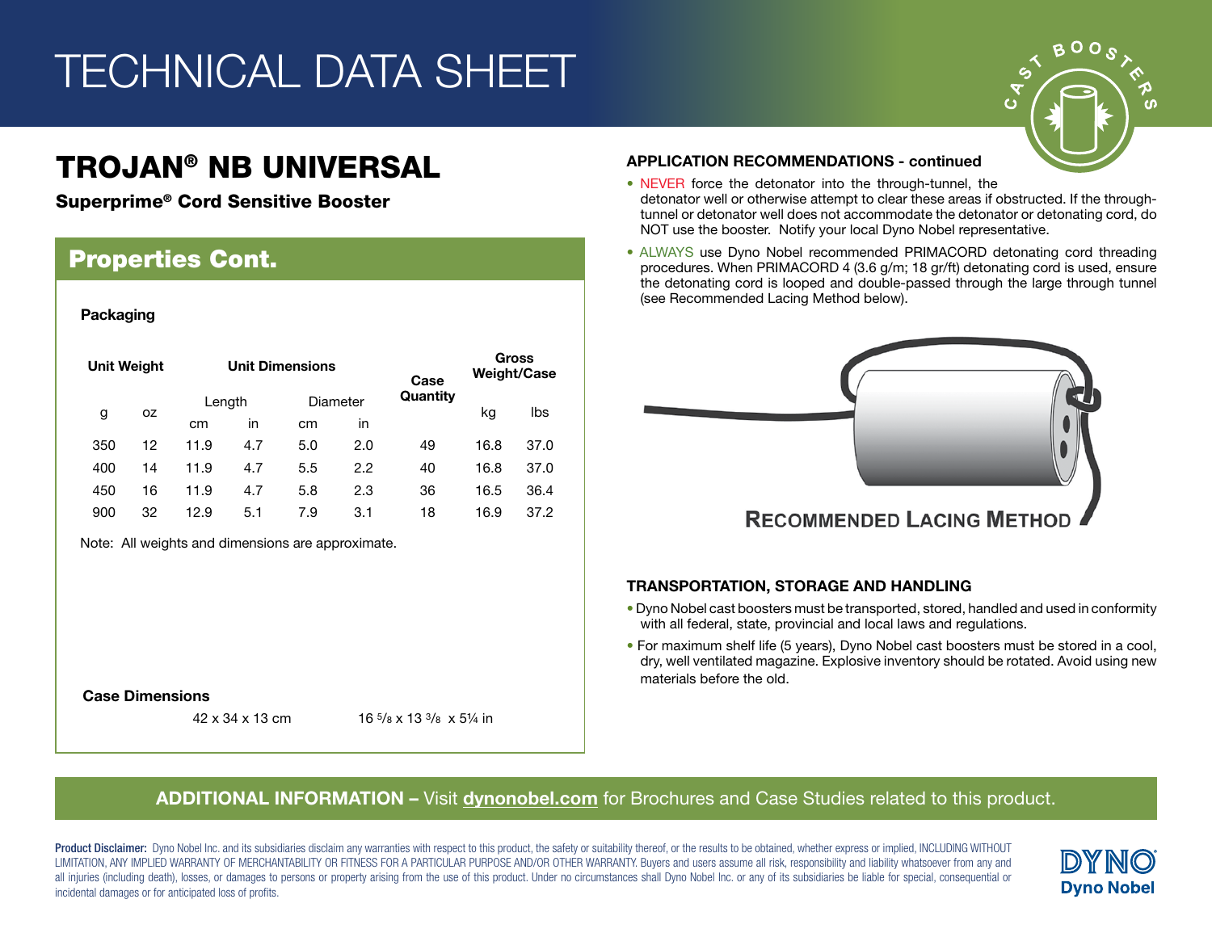# TECHNICAL DATA SHEET

## TROJAN® NB UNIVERSAL

**Superprime® Cord Sensitive Booster**

## Properties Cont.

### Packaging

| Unit Weight | | Unit Dimensions | | | | Case Quantity | Gross Weight/Case | |
|---|---|---|---|---|---|---|---|---|
| | | Length | | Diameter | | | | |
| g | oz | cm | in | cm | in | | kg | lbs |
| 350 | 12 | 11.9 | 4.7 | 5.0 | 2.0 | 49 | 16.8 | 37.0 |
| 400 | 14 | 11.9 | 4.7 | 5.5 | 2.2 | 40 | 16.8 | 37.0 |
| 450 | 16 | 11.9 | 4.7 | 5.8 | 2.3 | 36 | 16.5 | 36.4 |
| 900 | 32 | 12.9 | 5.1 | 7.9 | 3.1 | 18 | 16.9 | 37.2 |

Note: All weights and dimensions are approximate.

### Case Dimensions

42 x 34 x 13 cm — 16 5/8 x 13 3/8 x 5¼ in

### APPLICATION RECOMMENDATIONS - continued

- NEVER force the detonator into the through-tunnel, the detonator well or otherwise attempt to clear these areas if obstructed. If the through-tunnel or detonator well does not accommodate the detonator or detonating cord, do NOT use the booster. Notify your local Dyno Nobel representative.
- ALWAYS use Dyno Nobel recommended PRIMACORD detonating cord threading procedures. When PRIMACORD 4 (3.6 g/m; 18 gr/ft) detonating cord is used, ensure the detonating cord is looped and double-passed through the large through tunnel (see Recommended Lacing Method below).

RECOMMENDED LACING METHOD

### TRANSPORTATION, STORAGE AND HANDLING

- Dyno Nobel cast boosters must be transported, stored, handled and used in conformity with all federal, state, provincial and local laws and regulations.
- For maximum shelf life (5 years), Dyno Nobel cast boosters must be stored in a cool, dry, well ventilated magazine. Explosive inventory should be rotated. Avoid using new materials before the old.

**ADDITIONAL INFORMATION –** Visit **dynonobel.com** for Brochures and Case Studies related to this product.

**Product Disclaimer:** Dyno Nobel Inc. and its subsidiaries disclaim any warranties with respect to this product, the safety or suitability thereof, or the results to be obtained, whether express or implied, INCLUDING WITHOUT LIMITATION, ANY IMPLIED WARRANTY OF MERCHANTABILITY OR FITNESS FOR A PARTICULAR PURPOSE AND/OR OTHER WARRANTY. Buyers and users assume all risk, responsibility and liability whatsoever from any and all injuries (including death), losses, or damages to persons or property arising from the use of this product. Under no circumstances shall Dyno Nobel Inc. or any of its subsidiaries be liable for special, consequential or incidental damages or for anticipated loss of profits.